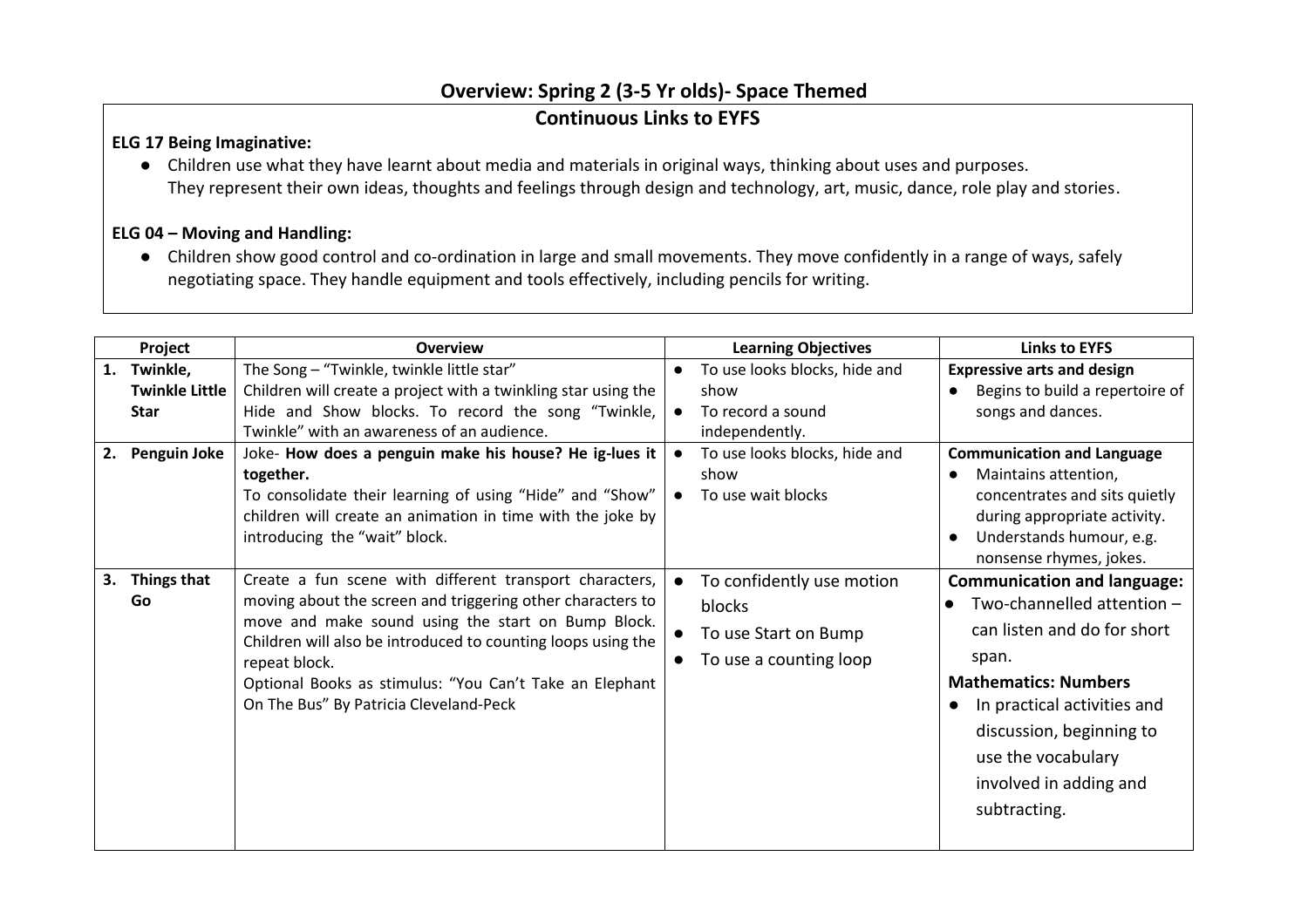# Overview: Spring 2 (3-5 Yr olds)- Space Themed

## Continuous Links to EYFS

**ELG 17 Being Imaginative:**

- Children use what they have learnt about media and materials in original ways, thinking about uses and purposes. They represent their own ideas, thoughts and feelings through design and technology, art, music, dance, role play and stories.

**ELG 04 – Moving and Handling:**

- Children show good control and co-ordination in large and small movements. They move confidently in a range of ways, safely negotiating space. They handle equipment and tools effectively, including pencils for writing.

| Project | Overview | Learning Objectives | Links to EYFS |
|---|---|---|---|
| 1. **Twinkle, Twinkle Little Star** | The Song – "Twinkle, twinkle little star"<br>Children will create a project with a twinkling star using the Hide and Show blocks. To record the song "Twinkle, Twinkle" with an awareness of an audience. | • To use looks blocks, hide and show<br>• To record a sound independently. | **Expressive arts and design**<br>• Begins to build a repertoire of songs and dances. |
| 2. **Penguin Joke** | Joke- **How does a penguin make his house? He ig-lues it together.**<br>To consolidate their learning of using "Hide" and "Show" children will create an animation in time with the joke by introducing the "wait" block. | • To use looks blocks, hide and show<br>• To use wait blocks | **Communication and Language**<br>• Maintains attention, concentrates and sits quietly during appropriate activity.<br>• Understands humour, e.g. nonsense rhymes, jokes. |
| 3. **Things that Go** | Create a fun scene with different transport characters, moving about the screen and triggering other characters to move and make sound using the start on Bump Block. Children will also be introduced to counting loops using the repeat block.<br>Optional Books as stimulus: "You Can't Take an Elephant On The Bus" By Patricia Cleveland-Peck | • To confidently use motion blocks<br>• To use Start on Bump<br>• To use a counting loop | **Communication and language:**<br>• Two-channelled attention – can listen and do for short span.<br>**Mathematics: Numbers**<br>• In practical activities and discussion, beginning to use the vocabulary involved in adding and subtracting. |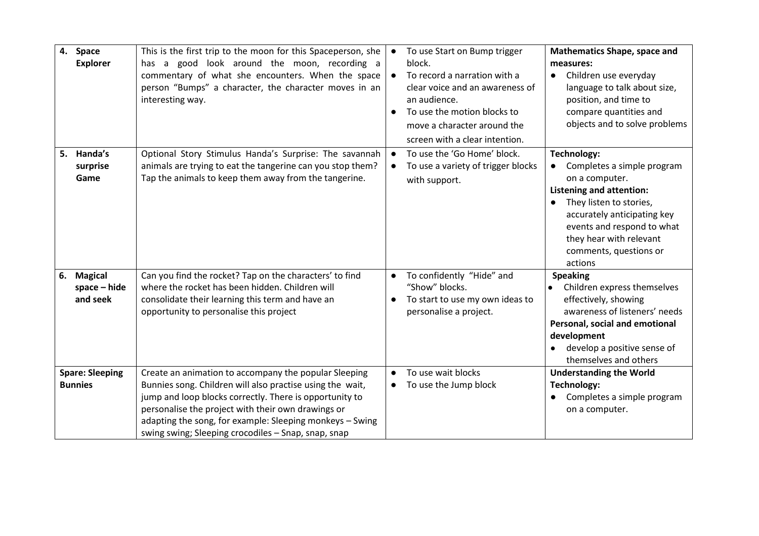| | | | |
|---|---|---|---|
| **4. Space Explorer** | This is the first trip to the moon for this Spaceperson, she has a good look around the moon, recording a commentary of what she encounters. When the space person "Bumps" a character, the character moves in an interesting way. | • To use Start on Bump trigger block.<br>• To record a narration with a clear voice and an awareness of an audience.<br>• To use the motion blocks to move a character around the screen with a clear intention. | **Mathematics Shape, space and measures:**<br>• Children use everyday language to talk about size, position, and time to compare quantities and objects and to solve problems |
| **5. Handa's surprise Game** | Optional Story Stimulus Handa's Surprise: The savannah animals are trying to eat the tangerine can you stop them? Tap the animals to keep them away from the tangerine. | • To use the 'Go Home' block.<br>• To use a variety of trigger blocks with support. | **Technology:**<br>• Completes a simple program on a computer.<br>**Listening and attention:**<br>• They listen to stories, accurately anticipating key events and respond to what they hear with relevant comments, questions or actions |
| **6. Magical space – hide and seek** | Can you find the rocket? Tap on the characters' to find where the rocket has been hidden. Children will consolidate their learning this term and have an opportunity to personalise this project | • To confidently "Hide" and "Show" blocks.<br>• To start to use my own ideas to personalise a project. | **Speaking**<br>• Children express themselves effectively, showing awareness of listeners' needs<br>**Personal, social and emotional development**<br>• develop a positive sense of themselves and others |
| **Spare: Sleeping Bunnies** | Create an animation to accompany the popular Sleeping Bunnies song. Children will also practise using the wait, jump and loop blocks correctly. There is opportunity to personalise the project with their own drawings or adapting the song, for example: Sleeping monkeys – Swing swing swing; Sleeping crocodiles – Snap, snap, snap | • To use wait blocks<br>• To use the Jump block | **Understanding the World Technology:**<br>• Completes a simple program on a computer. |